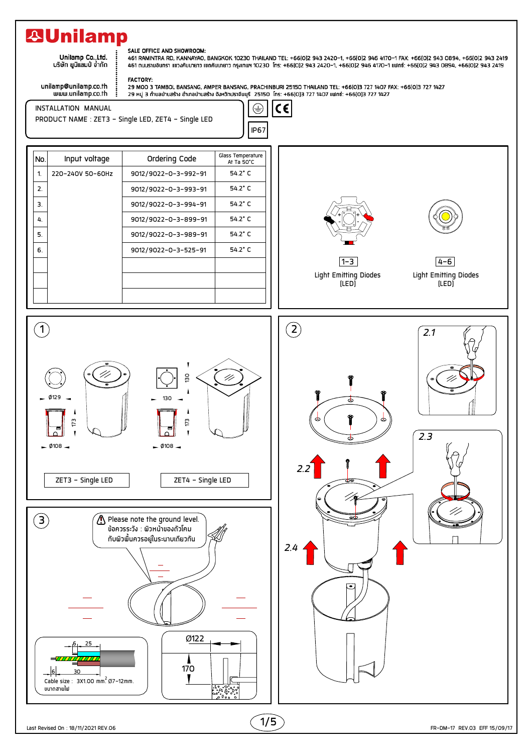# Unilamp

Unilamp Co.,Ltd.
บริษัท ยูนิแลมป์ จำกัด

unilamp@unilamp.co.th
www.unilamp.co.th

**SALE OFFICE AND SHOWROOM:**
461 RAMINTRA RD, KANNAYAO, BANGKOK 10230 THAILAND TEL: +66(0)2 943 2420-1, +66(0)2 946 4170-1 FAX: +66(0)2 943 0894, +66(0)2 943 2419
461 ถนนรามอินทรา แขวงคันนายาว เขตคันนายาว กรุงเทพฯ 10230 โทร: +66(0)2 943 2420-1, +66(0)2 946 4170-1 แฟกซ์: +66(0)2 943 0894, +66(0)2 943 2419

**FACTORY:**
29 MOO 3 TAMBOL BANSANG, AMPER BANSANG, PRACHINBURI 25150 THAILAND TEL: +66(0)3 727 1407 FAX: +66(0)3 727 1427
29 หมู่ 3 ตำบลบ้านสร้าง อำเภอบ้านสร้าง จังหวัดปราจีนบุรี 25150 โทร: +66(0)3 727 1407 แฟกซ์: +66(0)3 727 1427

INSTALLATION MANUAL
PRODUCT NAME : ZET3 - Single LED, ZET4 - Single LED

CE IP67

| No. | Input voltage | Ordering Code | Glass Temperature At Ta 50°C |
|---|---|---|---|
| 1. | 220-240V 50-60Hz | 9012/9022-0-3-992-91 | 54.2° C |
| 2. | | 9012/9022-0-3-993-91 | 54.2° C |
| 3. | | 9012/9022-0-3-994-91 | 54.2° C |
| 4. | | 9012/9022-0-3-899-91 | 54.2° C |
| 5. | | 9012/9022-0-3-989-91 | 54.2° C |
| 6. | | 9012/9022-0-3-525-91 | 54.2° C |
| | | | |
| | | | |
| | | | |

1-3 Light Emitting Diodes [LED]

4-6 Light Emitting Diodes [LED]

**1**

Ø129, 173, Ø108 — ZET3 - Single LED

130, 130, 173, Ø108 — ZET4 - Single LED

**2**

2.1, 2.2, 2.3, 2.4

**3**

Please note the ground level.
ข้อควรระวัง : ผิวหน้าของตัวโคมกับผิวพื้นควรอยู่ในระนาบเดียวกัน

6, 25, 6, 30

Cable size : 3X1.00 mm$^2$ Ø7-12mm.
ขนาดสายไฟ

Ø122, 170

Last Revised On : 18/11/2021 REV.06

FR-DM-17 REV.03 EFF 15/09/17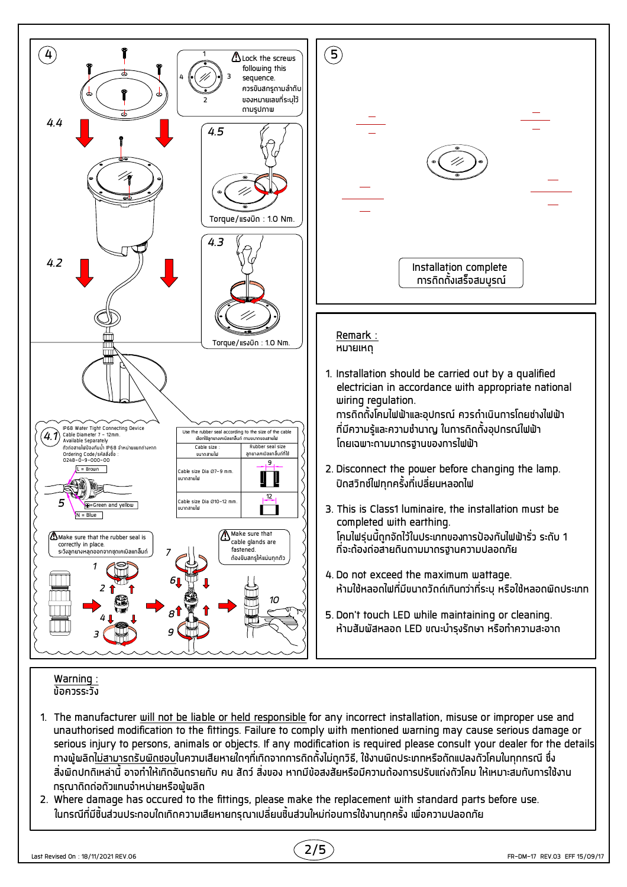4

Lock the screws following this sequence.
ควรขันสกรูตามลำดับของหมายเลขที่ระบุไว้ตามรูปภาพ

4.4

4.5

Torque/แรงบิด : 1.0 Nm.

4.3

Torque/แรงบิด : 1.0 Nm.

4.2

4.1 IP68 Water Tight Connecting Device
Cable Diameter 7 - 12mm.
Available Separately
ตัวต่อสายไฟป้องกันน้ำ IP68 จำหน่ายแยกต่างหาก
Ordering Code/รหัสสั่งซื้อ : 0248-0-9-000-00

L = Brown

=Green and yellow

N = Blue

Use the rubber seal according to the size of the cable
เลือกใช้ลูกยางเคเบิลแกลนด์ ตามขนาดของสายไฟ

| Cable size : ขนาดสายไฟ | Rubber seal size ลูกยางเคเบิลแกลนด์ที่ใช้ |
|---|---|
| Cable size Dia Ø7-9 mm. ขนาดสายไฟ | 9 |
| Cable size Dia Ø10-12 mm. ขนาดสายไฟ | 12 |

Make sure that the rubber seal is correctly in place.
ระวังลูกยางหลุดออกจากชุดเคเบิลแกลนด์

Make sure that cable glands are fastened.
ต้องขันสกรูให้แน่นทุกตัว

5

Installation complete
การติดตั้งเสร็จสมบูรณ์

Remark :
หมายเหตุ

1. Installation should be carried out by a qualified electrician in accordance with appropriate national wiring regulation.
   การติดตั้งโคมไฟฟ้าและอุปกรณ์ ควรดำเนินการโดยช่างไฟฟ้าที่มีความรู้และความชำนาญ ในการติดตั้งอุปกรณ์ไฟฟ้า โดยเฉพาะตามมาตรฐานของการไฟฟ้า
2. Disconnect the power before changing the lamp.
   ปิดสวิทช์ไฟทุกครั้งที่เปลี่ยนหลอดไฟ
3. This is Class1 luminaire, the installation must be completed with earthing.
   โคมไฟรุ่นนี้ถูกจัดไว้ในประเภทของการป้องกันไฟฟ้ารั่ว ระดับ 1 ที่จะต้องต่อสายดินตามมาตรฐานความปลอดภัย
4. Do not exceed the maximum wattage.
   ห้ามใช้หลอดไฟที่มีขนาดวัตต์เกินกว่าที่ระบุ หรือใช้หลอดผิดประเภท
5. Don't touch LED while maintaining or cleaning.
   ห้ามสัมผัสหลอด LED ขณะบำรุงรักษา หรือทำความสะอาด

Warning :
ข้อควรระวัง

1. The manufacturer will not be liable or held responsible for any incorrect installation, misuse or improper use and unauthorised modification to the fittings. Failure to comply with mentioned warning may cause serious damage or serious injury to persons, animals or objects. If any modification is required please consult your dealer for the details.
   ทางผู้ผลิตไม่สามารถรับผิดชอบในความเสียหายใดๆที่เกิดจากการติดตั้งไม่ถูกวิธี, ใช้งานผิดประเภทหรือดัดแปลงตัวโคมในทุกกรณี ซึ่งสิ่งผิดปกติเหล่านี้ อาจทำให้เกิดอันตรายกับ คน สัตว์ สิ่งของ หากมีข้อสงสัยหรือมีความต้องการปรับแต่งตัวโคม ให้เหมาะสมกับการใช้งาน กรุณาติดต่อตัวแทนจำหน่ายหรือผู้ผลิต
2. Where damage has occured to the fittings, please make the replacement with standard parts before use.
   ในกรณีที่มีชิ้นส่วนประกอบใดเกิดความเสียหายกรุณาเปลี่ยนชิ้นส่วนใหม่ก่อนการใช้งานทุกครั้ง เพื่อความปลอดภัย

Last Revised On : 18/11/2021 REV.06

FR-DM-17 REV.03 EFF 15/09/17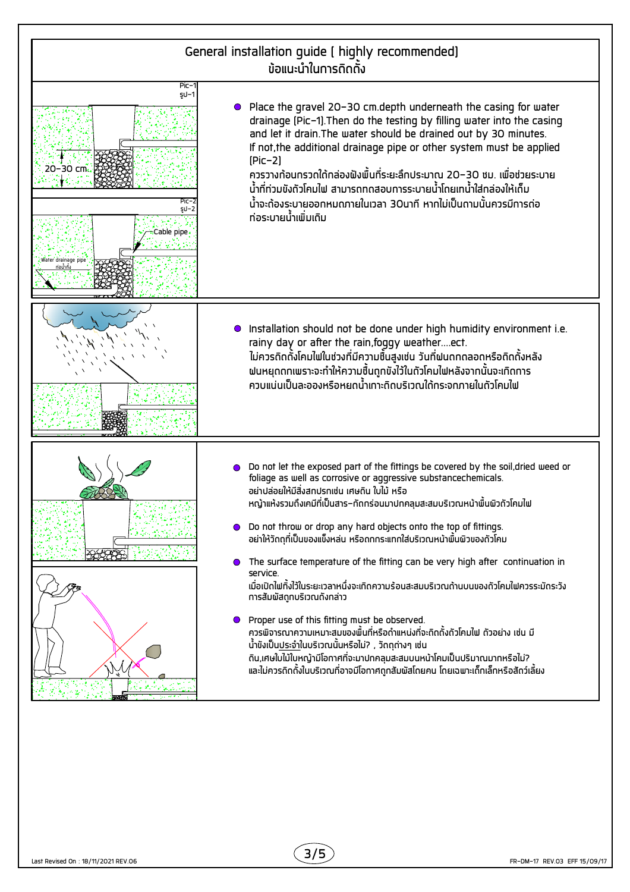# General installation guide ( highly recommended)
## ข้อแนะนำในการติดตั้ง

Pic-1
รูป-1

20-30 cm.

Pic-2
รูป-2

Cable pipe

Water drainage pipe
ท่อน้ำทิ้ง

- Place the gravel 20-30 cm.depth underneath the casing for water drainage (Pic-1).Then do the testing by filling water into the casing and let it drain.The water should be drained out by 30 minutes. If not,the additional drainage pipe or other system must be applied (Pic-2)
  ควรวางก้อนกรวดใต้กล่องฝังพื้นที่ระยะลึกประมาณ 20-30 ซม. เพื่อช่วยระบายน้ำที่ท่วมขังตัวโคมไฟ สามารถทดสอบการระบายน้ำโดยเทน้ำใส่กล่องให้เต็ม น้ำจะต้องระบายออกหมดภายในเวลา 30นาที หากไม่เป็นตามนั้นควรมีการต่อท่อระบายน้ำเพิ่มเติม

- Installation should not be done under high humidity environment i.e. rainy day or after the rain,foggy weather....ect.
  ไม่ควรติดตั้งโคมไฟในช่วงที่มีความชื้นสูงเช่น วันที่ฝนตกตลอดหรือติดตั้งหลังฝนหยุดตกเพราะจะทำให้ความชื้นถูกขังไว้ในตัวโคมไฟหลังจากนั้นจะเกิดการควบแน่นเป็นละอองหรือหยดน้ำเกาะติดบริเวณใต้กระจกภายในตัวโคมไฟ

- Do not let the exposed part of the fittings be covered by the soil,dried weed or foliage as well as corrosive or aggressive substancechemicals.
  อย่าปล่อยให้มีสิ่งสกปรกเช่น เศษดิน ใบไม้ หรือ หญ้าแห้งรวมถึงเคมีที่เป็นสาร-กัดกร่อนมาปกคลุมสะสมบริเวณหน้าพื้นผิวตัวโคมไฟ

- Do not throw or drop any hard objects onto the top of fittings.
  อย่าให้วัตถุที่เป็นของแข็งหล่น หรือถูกกระแทกใส่บริเวณหน้าพื้นผิวของตัวโคม

- The surface temperature of the fitting can be very high after continuation in service.
  เมื่อเปิดไฟทิ้งไว้ในระยะเวลาหนึ่งจะเกิดความร้อนสะสมบริเวณด้านบนของตัวโคมไฟควรระมัดระวังการสัมผัสถูกบริเวณดังกล่าว

- Proper use of this fitting must be observed.
  ควรพิจารณาความเหมาะสมของพื้นที่หรือตำแหน่งที่จะติดตั้งตัวโคมไฟ ตัวอย่าง เช่น มีน้ำขังเป็นประจำในบริเวณนั้นหรือไม่? , วัตถุต่างๆ เช่น ดิน,เศษใบไม้ใบหญ้ามีโอกาศที่จะมาปกคลุมสะสมบนหน้าโคมเป็นปริมาณมากหรือไม่? และไม่ควรติดตั้งในบริเวณที่อาจมีโอกาศถูกสัมผัสโดยคน โดยเฉพาะเด็กเล็กหรือสัตว์เลี้ยง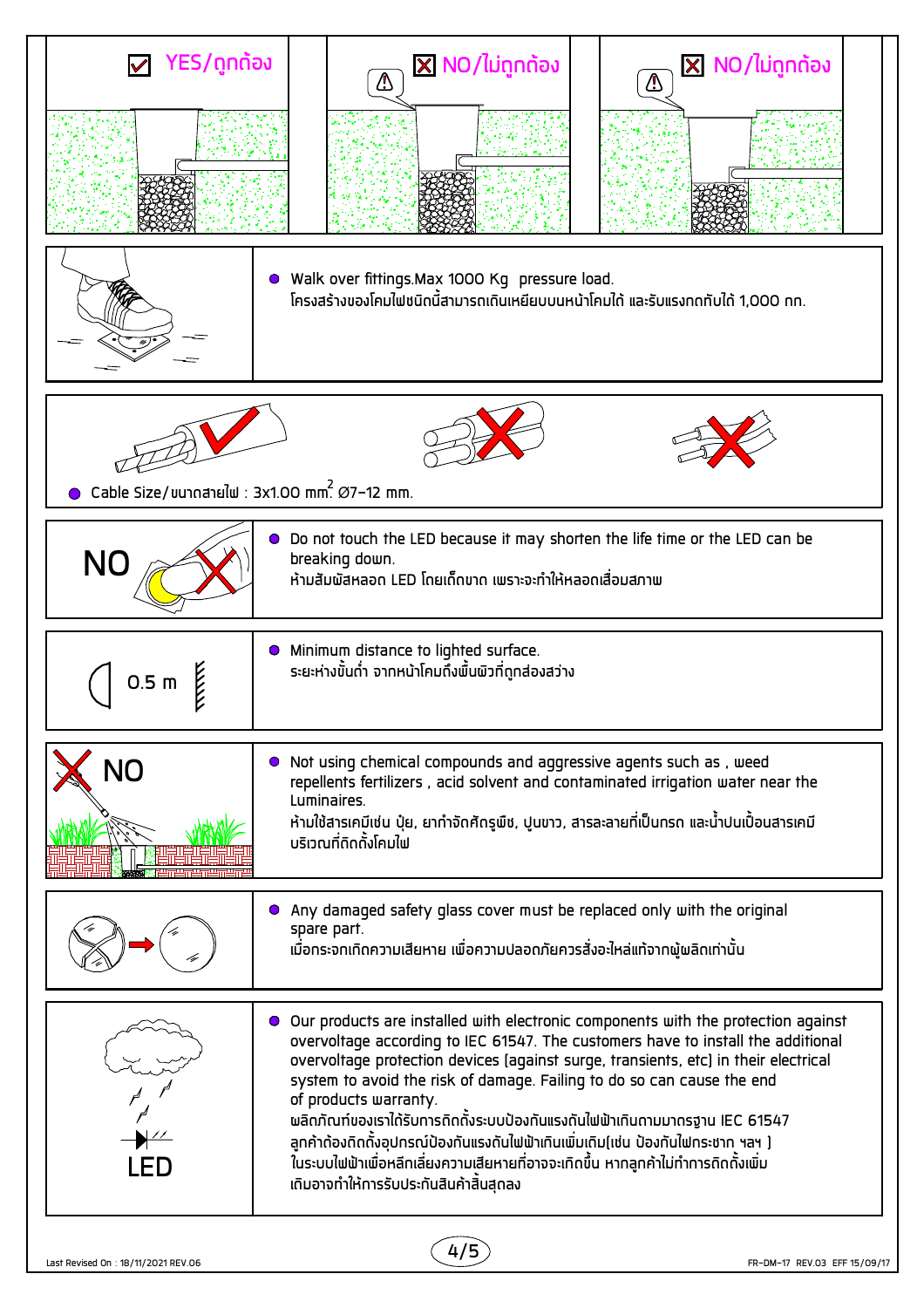☑ YES/ถูกต้อง | ☒ NO/ไม่ถูกต้อง | ☒ NO/ไม่ถูกต้อง

- Walk over fittings.Max 1000 Kg pressure load.
  โครงสร้างของโคมไฟชนิดนี้สามารถเดินเหยียบบนหน้าโคมได้ และรับแรงกดทับได้ 1,000 กก.

- Cable Size/ขนาดสายไฟ : 3x1.00 mm$^2$. Ø7-12 mm.

NO

- Do not touch the LED because it may shorten the life time or the LED can be breaking down.
  ห้ามสัมผัสหลอด LED โดยเด็ดขาด เพราะจะทำให้หลอดเสื่อมสภาพ

0.5 m

- Minimum distance to lighted surface.
  ระยะห่างขั้นต่ำ จากหน้าโคมถึงพื้นผิวที่ถูกส่องสว่าง

NO

- Not using chemical compounds and aggressive agents such as , weed repellents fertilizers , acid solvent and contaminated irrigation water near the Luminaires.
  ห้ามใช้สารเคมีเช่น ปุ๋ย, ยากำจัดศัตรูพืช, ปูนขาว, สารละลายที่เป็นกรด และน้ำปนเปื้อนสารเคมีบริเวณที่ติดตั้งโคมไฟ

- Any damaged safety glass cover must be replaced only with the original spare part.
  เมื่อกระจกเกิดความเสียหาย เพื่อความปลอดภัยควรสั่งอะไหล่แท้จากผู้ผลิตเท่านั้น

LED

- Our products are installed with electronic components with the protection against overvoltage according to IEC 61547. The customers have to install the additional overvoltage protection devices (against surge, transients, etc) in their electrical system to avoid the risk of damage. Failing to do so can cause the end of products warranty.
  ผลิตภัณฑ์ของเราได้รับการติดตั้งระบบป้องกันแรงดันไฟฟ้าเกินตามมาตรฐาน IEC 61547 ลูกค้าต้องติดตั้งอุปกรณ์ป้องกันแรงดันไฟฟ้าเกินเพิ่มเติม(เช่น ป้องกันไฟกระชาก ฯลฯ ) ในระบบไฟฟ้าเพื่อหลีกเลี่ยงความเสียหายที่อาจจะเกิดขึ้น หากลูกค้าไม่ทำการติดตั้งเพิ่มเติมอาจทำให้การรับประกันสินค้าสิ้นสุดลง

Last Revised On : 18/11/2021 REV.06 | FR-DM-17 REV.03 EFF 15/09/17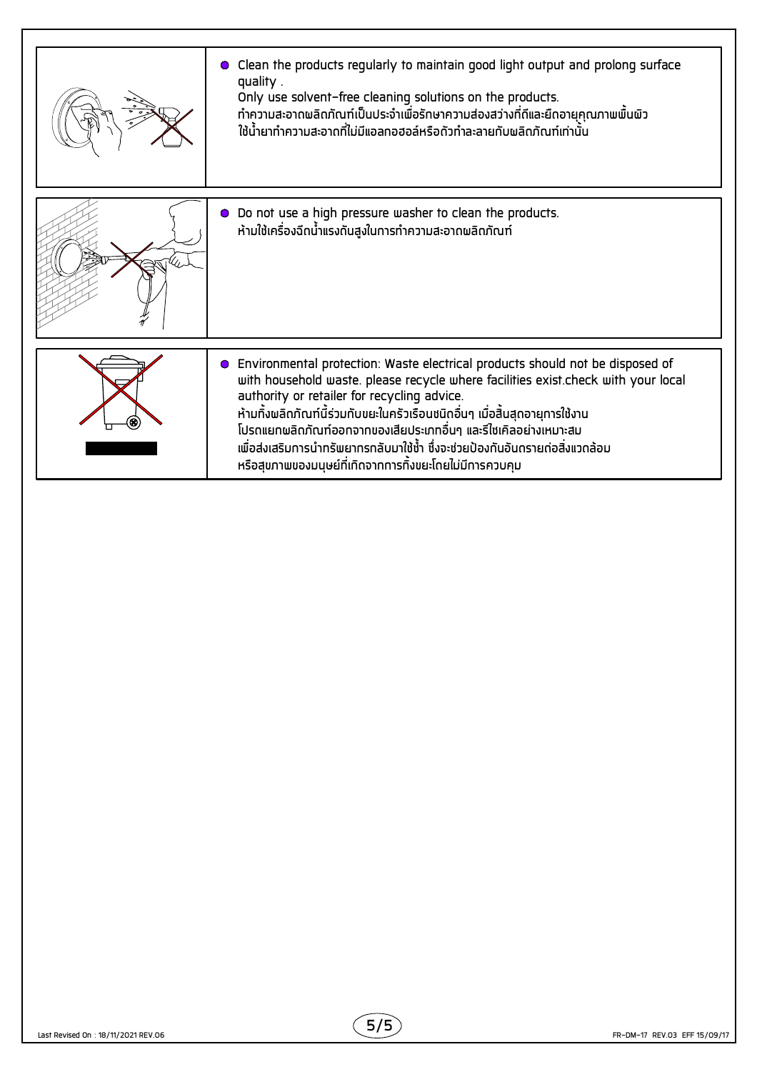- Clean the products regularly to maintain good light output and prolong surface quality .
  Only use solvent-free cleaning solutions on the products.
  ทำความสะอาดผลิตภัณฑ์เป็นประจำเพื่อรักษาความส่องสว่างที่ดีและยืดอายุคุณภาพพื้นผิว
  ใช้น้ำยาทำความสะอาดที่ไม่มีแอลกอฮอล์หรือตัวทำละลายกับผลิตภัณฑ์เท่านั้น

- Do not use a high pressure washer to clean the products.
  ห้ามใช้เครื่องฉีดน้ำแรงดันสูงในการทำความสะอาดผลิตภัณฑ์

- Environmental protection: Waste electrical products should not be disposed of with household waste. please recycle where facilities exist.check with your local authority or retailer for recycling advice.
  ห้ามทิ้งผลิตภัณฑ์นี้ร่วมกับขยะในครัวเรือนชนิดอื่นๆ เมื่อสิ้นสุดอายุการใช้งาน
  โปรดแยกผลิตภัณฑ์ออกจากของเสียประเภทอื่นๆ และรีไซเคิลอย่างเหมาะสม
  เพื่อส่งเสริมการนำทรัพยากรกลับมาใช้ซ้ำ ซึ่งจะช่วยป้องกันอันตรายต่อสิ่งแวดล้อม
  หรือสุขภาพของมนุษย์ที่เกิดจากการทิ้งขยะโดยไม่มีการควบคุม

Last Revised On : 18/11/2021 REV.06

FR-DM-17 REV.03 EFF 15/09/17